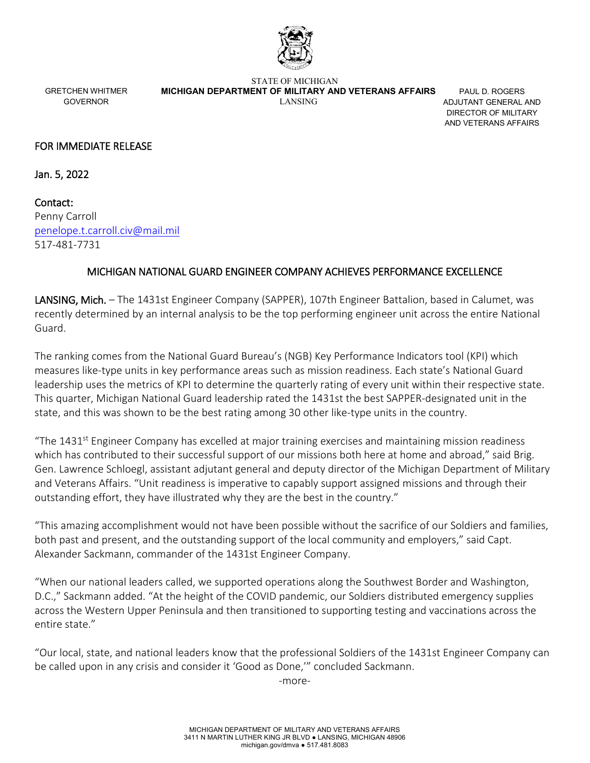STATE OF MICHIGAN

GRETCHEN WHITMER
GOVERNOR

**MICHIGAN DEPARTMENT OF MILITARY AND VETERANS AFFAIRS**
LANSING

PAUL D. ROGERS
ADJUTANT GENERAL AND
DIRECTOR OF MILITARY
AND VETERANS AFFAIRS

FOR IMMEDIATE RELEASE

Jan. 5, 2022

Contact:
Penny Carroll
penelope.t.carroll.civ@mail.mil
517-481-7731

## MICHIGAN NATIONAL GUARD ENGINEER COMPANY ACHIEVES PERFORMANCE EXCELLENCE

LANSING, Mich. – The 1431st Engineer Company (SAPPER), 107th Engineer Battalion, based in Calumet, was recently determined by an internal analysis to be the top performing engineer unit across the entire National Guard.

The ranking comes from the National Guard Bureau's (NGB) Key Performance Indicators tool (KPI) which measures like-type units in key performance areas such as mission readiness. Each state's National Guard leadership uses the metrics of KPI to determine the quarterly rating of every unit within their respective state. This quarter, Michigan National Guard leadership rated the 1431st the best SAPPER-designated unit in the state, and this was shown to be the best rating among 30 other like-type units in the country.

"The 1431st Engineer Company has excelled at major training exercises and maintaining mission readiness which has contributed to their successful support of our missions both here at home and abroad," said Brig. Gen. Lawrence Schloegl, assistant adjutant general and deputy director of the Michigan Department of Military and Veterans Affairs. "Unit readiness is imperative to capably support assigned missions and through their outstanding effort, they have illustrated why they are the best in the country."

"This amazing accomplishment would not have been possible without the sacrifice of our Soldiers and families, both past and present, and the outstanding support of the local community and employers," said Capt. Alexander Sackmann, commander of the 1431st Engineer Company.

"When our national leaders called, we supported operations along the Southwest Border and Washington, D.C.," Sackmann added. "At the height of the COVID pandemic, our Soldiers distributed emergency supplies across the Western Upper Peninsula and then transitioned to supporting testing and vaccinations across the entire state."

"Our local, state, and national leaders know that the professional Soldiers of the 1431st Engineer Company can be called upon in any crisis and consider it 'Good as Done,'" concluded Sackmann.

-more-

MICHIGAN DEPARTMENT OF MILITARY AND VETERANS AFFAIRS
3411 N MARTIN LUTHER KING JR BLVD ● LANSING, MICHIGAN 48906
michigan.gov/dmva ● 517.481.8083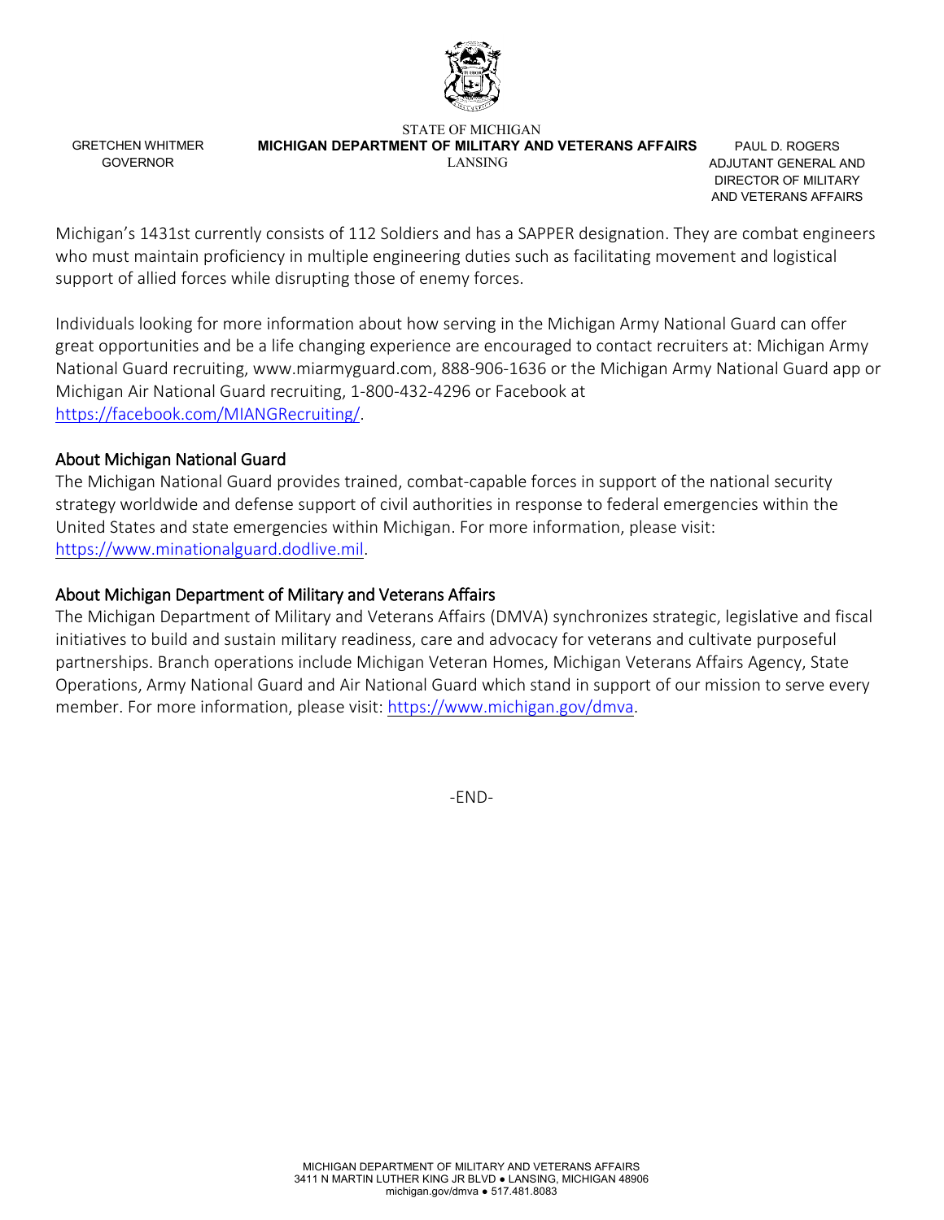Michigan's 1431st currently consists of 112 Soldiers and has a SAPPER designation. They are combat engineers who must maintain proficiency in multiple engineering duties such as facilitating movement and logistical support of allied forces while disrupting those of enemy forces.

Individuals looking for more information about how serving in the Michigan Army National Guard can offer great opportunities and be a life changing experience are encouraged to contact recruiters at: Michigan Army National Guard recruiting, www.miarmyguard.com, 888-906-1636 or the Michigan Army National Guard app or Michigan Air National Guard recruiting, 1-800-432-4296 or Facebook at https://facebook.com/MIANGRecruiting/.

## About Michigan National Guard

The Michigan National Guard provides trained, combat-capable forces in support of the national security strategy worldwide and defense support of civil authorities in response to federal emergencies within the United States and state emergencies within Michigan. For more information, please visit: https://www.minationalguard.dodlive.mil.

## About Michigan Department of Military and Veterans Affairs

The Michigan Department of Military and Veterans Affairs (DMVA) synchronizes strategic, legislative and fiscal initiatives to build and sustain military readiness, care and advocacy for veterans and cultivate purposeful partnerships. Branch operations include Michigan Veteran Homes, Michigan Veterans Affairs Agency, State Operations, Army National Guard and Air National Guard which stand in support of our mission to serve every member. For more information, please visit: https://www.michigan.gov/dmva.

-END-